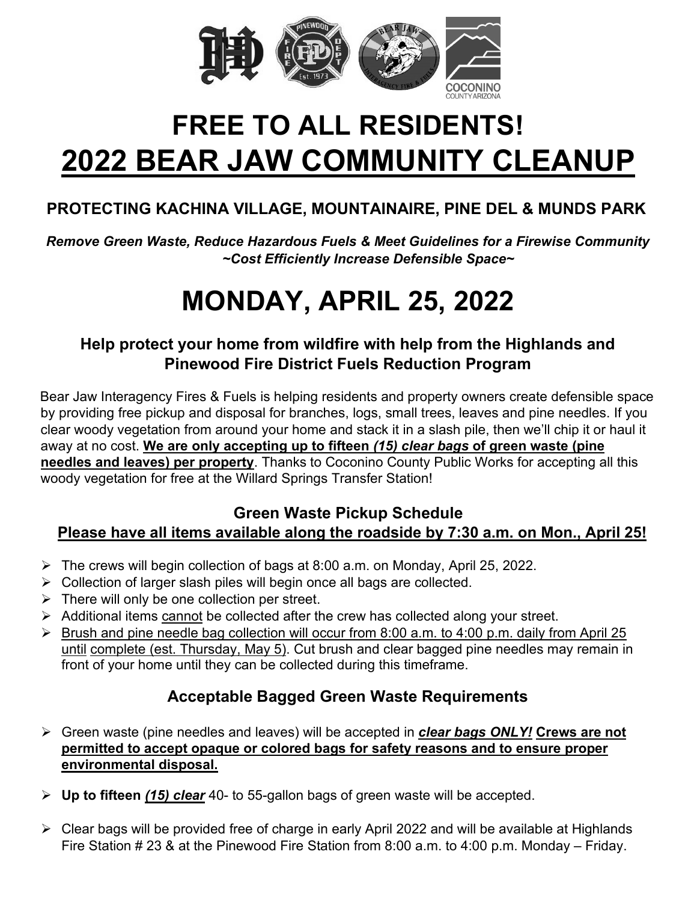# FREE TO ALL RESIDENTS!

# 2022 BEAR JAW COMMUNITY CLEANUP

### PROTECTING KACHINA VILLAGE, MOUNTAINAIRE, PINE DEL & MUNDS PARK

***Remove Green Waste, Reduce Hazardous Fuels & Meet Guidelines for a Firewise Community***
***~Cost Efficiently Increase Defensible Space~***

# MONDAY, APRIL 25, 2022

### Help protect your home from wildfire with help from the Highlands and Pinewood Fire District Fuels Reduction Program

Bear Jaw Interagency Fires & Fuels is helping residents and property owners create defensible space by providing free pickup and disposal for branches, logs, small trees, leaves and pine needles. If you clear woody vegetation from around your home and stack it in a slash pile, then we'll chip it or haul it away at no cost. **We are only accepting up to fifteen *(15) clear bags* of green waste (pine needles and leaves) per property**. Thanks to Coconino County Public Works for accepting all this woody vegetation for free at the Willard Springs Transfer Station!

### Green Waste Pickup Schedule

**Please have all items available along the roadside by 7:30 a.m. on Mon., April 25!**

- The crews will begin collection of bags at 8:00 a.m. on Monday, April 25, 2022.
- Collection of larger slash piles will begin once all bags are collected.
- There will only be one collection per street.
- Additional items cannot be collected after the crew has collected along your street.
- Brush and pine needle bag collection will occur from 8:00 a.m. to 4:00 p.m. daily from April 25 until complete (est. Thursday, May 5). Cut brush and clear bagged pine needles may remain in front of your home until they can be collected during this timeframe.

### Acceptable Bagged Green Waste Requirements

- Green waste (pine needles and leaves) will be accepted in ***clear bags ONLY!*** **Crews are not permitted to accept opaque or colored bags for safety reasons and to ensure proper environmental disposal.**
- **Up to fifteen *(15) clear*** 40- to 55-gallon bags of green waste will be accepted.
- Clear bags will be provided free of charge in early April 2022 and will be available at Highlands Fire Station # 23 & at the Pinewood Fire Station from 8:00 a.m. to 4:00 p.m. Monday – Friday.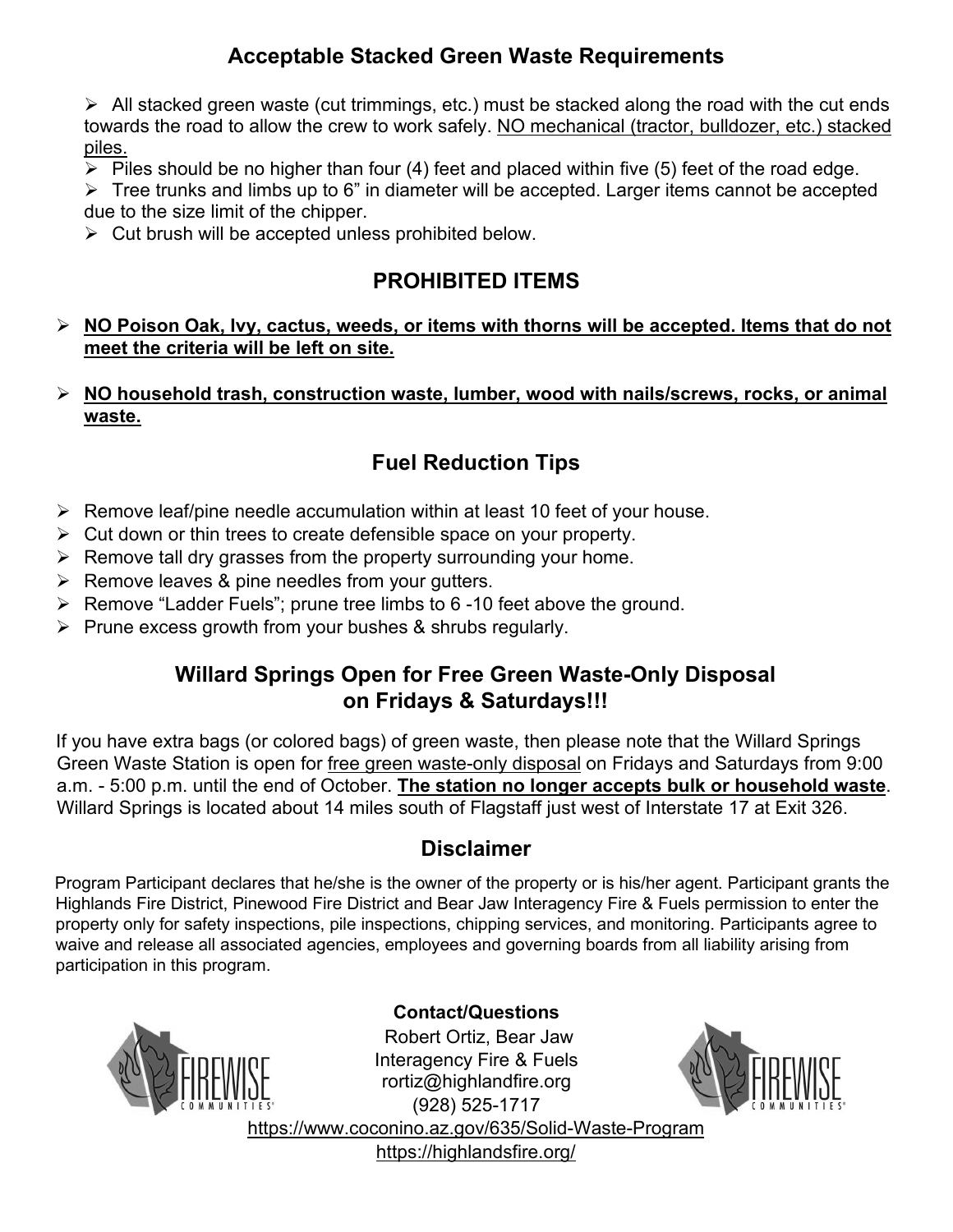## Acceptable Stacked Green Waste Requirements

- All stacked green waste (cut trimmings, etc.) must be stacked along the road with the cut ends towards the road to allow the crew to work safely. <u>NO mechanical (tractor, bulldozer, etc.) stacked piles.</u>
- Piles should be no higher than four (4) feet and placed within five (5) feet of the road edge.
- Tree trunks and limbs up to 6" in diameter will be accepted. Larger items cannot be accepted due to the size limit of the chipper.
- Cut brush will be accepted unless prohibited below.

## PROHIBITED ITEMS

- **<u>NO Poison Oak, Ivy, cactus, weeds, or items with thorns will be accepted. Items that do not meet the criteria will be left on site.</u>**
- **<u>NO household trash, construction waste, lumber, wood with nails/screws, rocks, or animal waste.</u>**

## Fuel Reduction Tips

- Remove leaf/pine needle accumulation within at least 10 feet of your house.
- Cut down or thin trees to create defensible space on your property.
- Remove tall dry grasses from the property surrounding your home.
- Remove leaves & pine needles from your gutters.
- Remove "Ladder Fuels"; prune tree limbs to 6 -10 feet above the ground.
- Prune excess growth from your bushes & shrubs regularly.

## Willard Springs Open for Free Green Waste-Only Disposal on Fridays & Saturdays!!!

If you have extra bags (or colored bags) of green waste, then please note that the Willard Springs Green Waste Station is open for <u>free green waste-only disposal</u> on Fridays and Saturdays from 9:00 a.m. - 5:00 p.m. until the end of October. **<u>The station no longer accepts bulk or household waste</u>**. Willard Springs is located about 14 miles south of Flagstaff just west of Interstate 17 at Exit 326.

## Disclaimer

Program Participant declares that he/she is the owner of the property or is his/her agent. Participant grants the Highlands Fire District, Pinewood Fire District and Bear Jaw Interagency Fire & Fuels permission to enter the property only for safety inspections, pile inspections, chipping services, and monitoring. Participants agree to waive and release all associated agencies, employees and governing boards from all liability arising from participation in this program.

**Contact/Questions**

Robert Ortiz, Bear Jaw Interagency Fire & Fuels
rortiz@highlandfire.org
(928) 525-1717
https://www.coconino.az.gov/635/Solid-Waste-Program
https://highlandsfire.org/